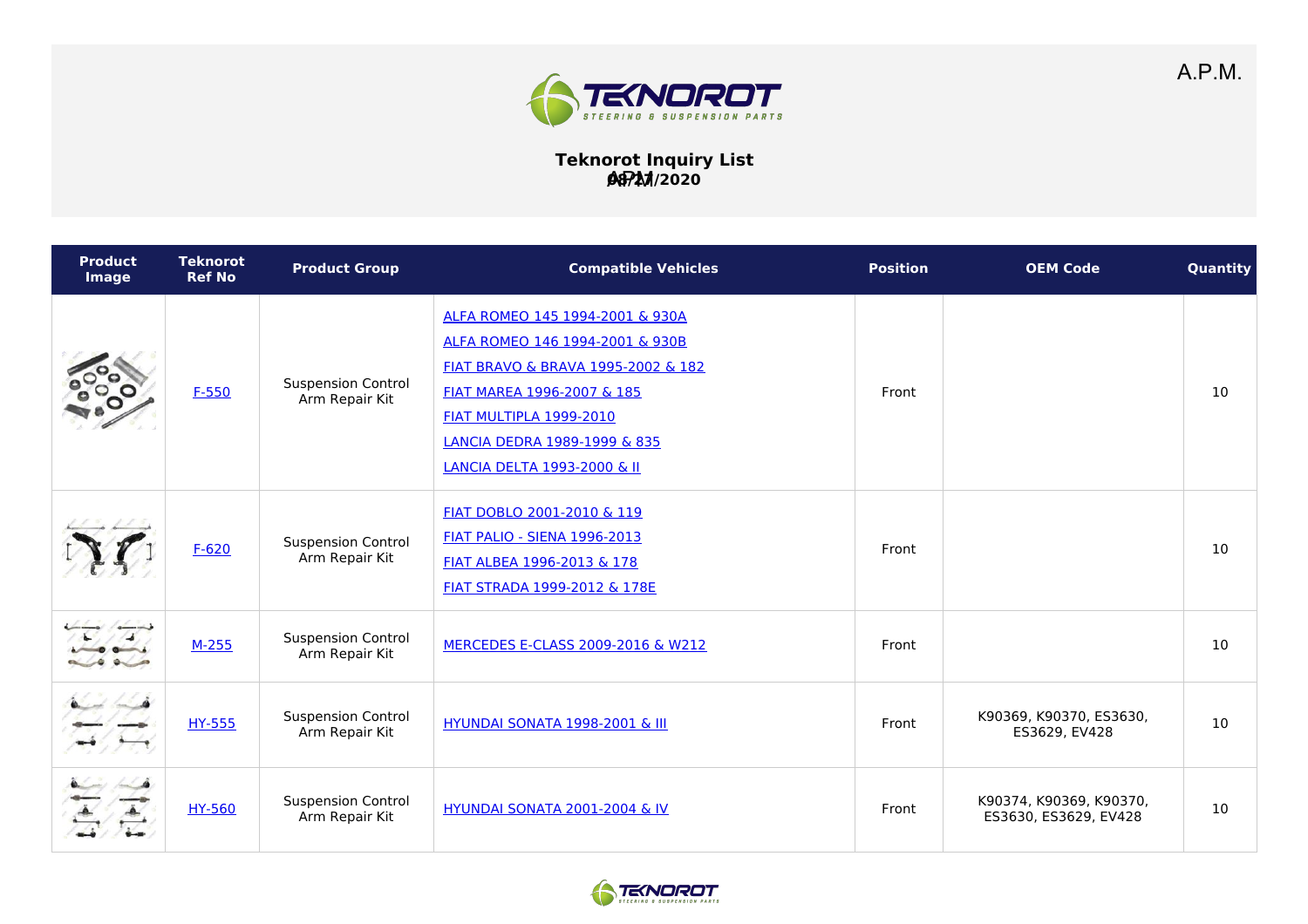A.P.M.

**Teknorot Inquiry List**

**08/17/2020**

| Product Image | Teknorot Ref No | Product Group | Compatible Vehicles | Position | OEM Code | Quantity |
|---|---|---|---|---|---|---|
| | F-550 | Suspension Control Arm Repair Kit | ALFA ROMEO 145 1994-2001 & 930A<br>ALFA ROMEO 146 1994-2001 & 930B<br>FIAT BRAVO & BRAVA 1995-2002 & 182<br>FIAT MAREA 1996-2007 & 185<br>FIAT MULTIPLA 1999-2010<br>LANCIA DEDRA 1989-1999 & 835<br>LANCIA DELTA 1993-2000 & II | Front | | 10 |
| | F-620 | Suspension Control Arm Repair Kit | FIAT DOBLO 2001-2010 & 119<br>FIAT PALIO - SIENA 1996-2013<br>FIAT ALBEA 1996-2013 & 178<br>FIAT STRADA 1999-2012 & 178E | Front | | 10 |
| | M-255 | Suspension Control Arm Repair Kit | MERCEDES E-CLASS 2009-2016 & W212 | Front | | 10 |
| | HY-555 | Suspension Control Arm Repair Kit | HYUNDAI SONATA 1998-2001 & III | Front | K90369, K90370, ES3630, ES3629, EV428 | 10 |
| | HY-560 | Suspension Control Arm Repair Kit | HYUNDAI SONATA 2001-2004 & IV | Front | K90374, K90369, K90370, ES3630, ES3629, EV428 | 10 |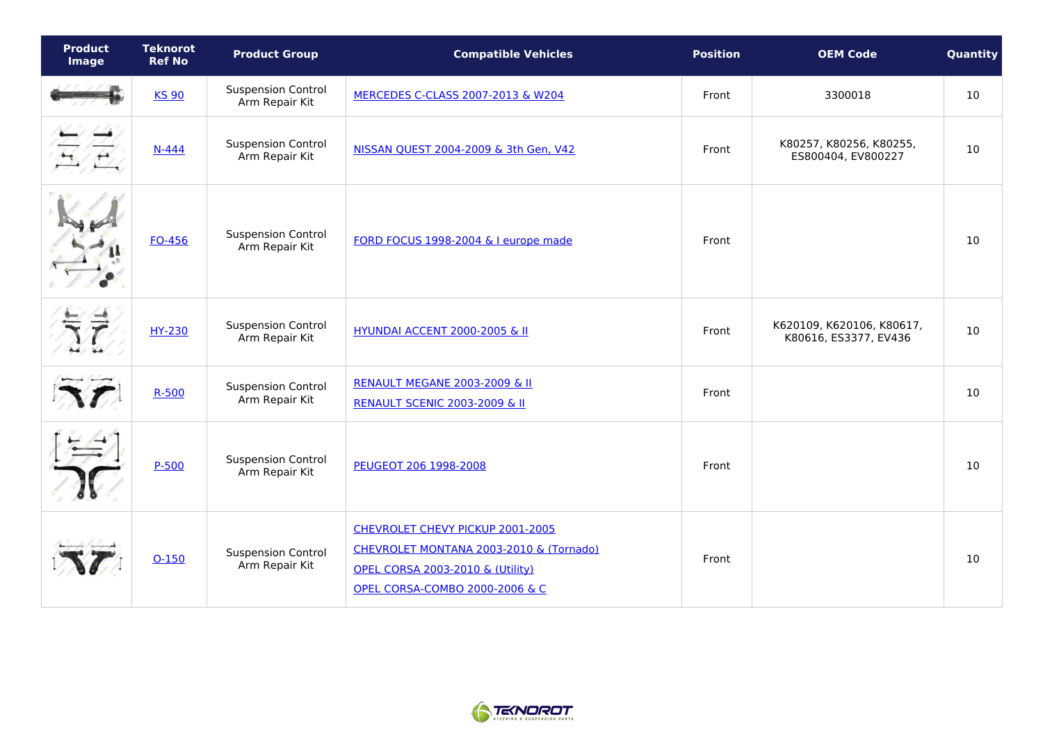| Product Image | Teknorot Ref No | Product Group | Compatible Vehicles | Position | OEM Code | Quantity |
|---|---|---|---|---|---|---|
| | KS 90 | Suspension Control Arm Repair Kit | MERCEDES C-CLASS 2007-2013 & W204 | Front | 3300018 | 10 |
| | N-444 | Suspension Control Arm Repair Kit | NISSAN QUEST 2004-2009 & 3th Gen, V42 | Front | K80257, K80256, K80255, ES800404, EV800227 | 10 |
| | FO-456 | Suspension Control Arm Repair Kit | FORD FOCUS 1998-2004 & I europe made | Front | | 10 |
| | HY-230 | Suspension Control Arm Repair Kit | HYUNDAI ACCENT 2000-2005 & II | Front | K620109, K620106, K80617, K80616, ES3377, EV436 | 10 |
| | R-500 | Suspension Control Arm Repair Kit | RENAULT MEGANE 2003-2009 & II<br>RENAULT SCENIC 2003-2009 & II | Front | | 10 |
| | P-500 | Suspension Control Arm Repair Kit | PEUGEOT 206 1998-2008 | Front | | 10 |
| | O-150 | Suspension Control Arm Repair Kit | CHEVROLET CHEVY PICKUP 2001-2005<br>CHEVROLET MONTANA 2003-2010 & (Tornado)<br>OPEL CORSA 2003-2010 & (Utility)<br>OPEL CORSA-COMBO 2000-2006 & C | Front | | 10 |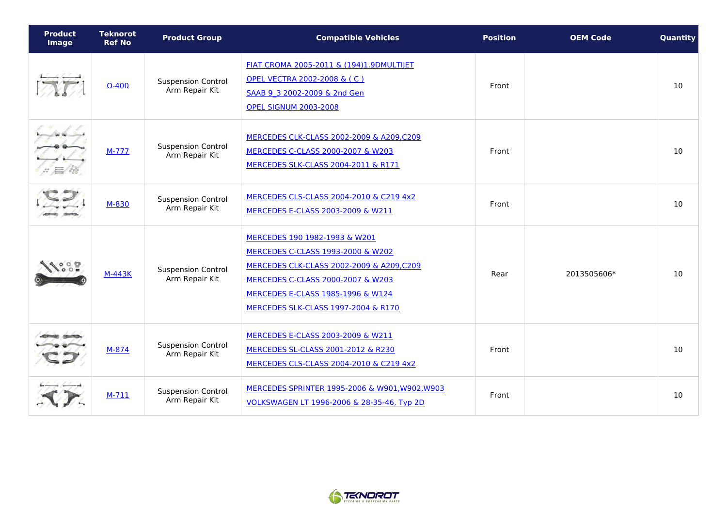| Product Image | Teknorot Ref No | Product Group | Compatible Vehicles | Position | OEM Code | Quantity |
|---|---|---|---|---|---|---|
| | O-400 | Suspension Control Arm Repair Kit | FIAT CROMA 2005-2011 & (194)1.9DMULTIJET<br>OPEL VECTRA 2002-2008 & ( C )<br>SAAB 9_3 2002-2009 & 2nd Gen<br>OPEL SIGNUM 2003-2008 | Front | | 10 |
| | M-777 | Suspension Control Arm Repair Kit | MERCEDES CLK-CLASS 2002-2009 & A209,C209<br>MERCEDES C-CLASS 2000-2007 & W203<br>MERCEDES SLK-CLASS 2004-2011 & R171 | Front | | 10 |
| | M-830 | Suspension Control Arm Repair Kit | MERCEDES CLS-CLASS 2004-2010 & C219 4x2<br>MERCEDES E-CLASS 2003-2009 & W211 | Front | | 10 |
| | M-443K | Suspension Control Arm Repair Kit | MERCEDES 190 1982-1993 & W201<br>MERCEDES C-CLASS 1993-2000 & W202<br>MERCEDES CLK-CLASS 2002-2009 & A209,C209<br>MERCEDES C-CLASS 2000-2007 & W203<br>MERCEDES E-CLASS 1985-1996 & W124<br>MERCEDES SLK-CLASS 1997-2004 & R170 | Rear | 2013505606* | 10 |
| | M-874 | Suspension Control Arm Repair Kit | MERCEDES E-CLASS 2003-2009 & W211<br>MERCEDES SL-CLASS 2001-2012 & R230<br>MERCEDES CLS-CLASS 2004-2010 & C219 4x2 | Front | | 10 |
| | M-711 | Suspension Control Arm Repair Kit | MERCEDES SPRINTER 1995-2006 & W901,W902,W903<br>VOLKSWAGEN LT 1996-2006 & 28-35-46, Typ 2D | Front | | 10 |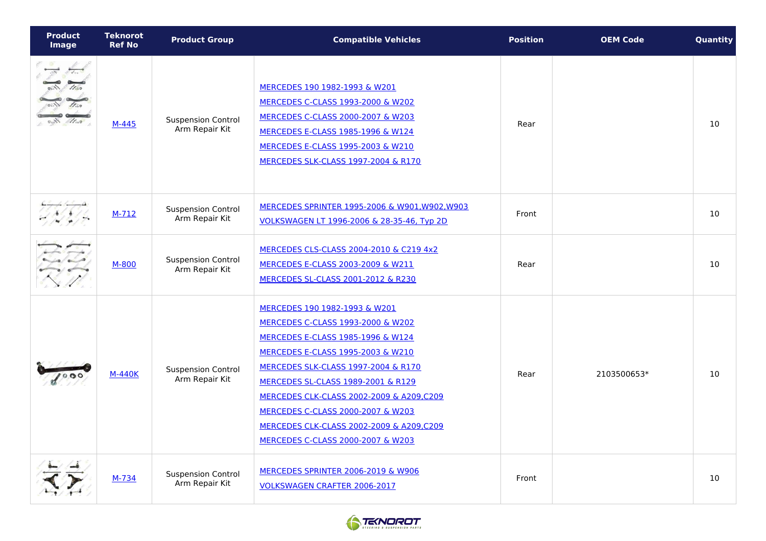| Product Image | Teknorot Ref No | Product Group | Compatible Vehicles | Position | OEM Code | Quantity |
| --- | --- | --- | --- | --- | --- | --- |
| | M-445 | Suspension Control Arm Repair Kit | MERCEDES 190 1982-1993 & W201<br>MERCEDES C-CLASS 1993-2000 & W202<br>MERCEDES C-CLASS 2000-2007 & W203<br>MERCEDES E-CLASS 1985-1996 & W124<br>MERCEDES E-CLASS 1995-2003 & W210<br>MERCEDES SLK-CLASS 1997-2004 & R170 | Rear | | 10 |
| | M-712 | Suspension Control Arm Repair Kit | MERCEDES SPRINTER 1995-2006 & W901,W902,W903<br>VOLKSWAGEN LT 1996-2006 & 28-35-46, Typ 2D | Front | | 10 |
| | M-800 | Suspension Control Arm Repair Kit | MERCEDES CLS-CLASS 2004-2010 & C219 4x2<br>MERCEDES E-CLASS 2003-2009 & W211<br>MERCEDES SL-CLASS 2001-2012 & R230 | Rear | | 10 |
| | M-440K | Suspension Control Arm Repair Kit | MERCEDES 190 1982-1993 & W201<br>MERCEDES C-CLASS 1993-2000 & W202<br>MERCEDES E-CLASS 1985-1996 & W124<br>MERCEDES E-CLASS 1995-2003 & W210<br>MERCEDES SLK-CLASS 1997-2004 & R170<br>MERCEDES SL-CLASS 1989-2001 & R129<br>MERCEDES CLK-CLASS 2002-2009 & A209,C209<br>MERCEDES C-CLASS 2000-2007 & W203<br>MERCEDES CLK-CLASS 2002-2009 & A209,C209<br>MERCEDES C-CLASS 2000-2007 & W203 | Rear | 2103500653* | 10 |
| | M-734 | Suspension Control Arm Repair Kit | MERCEDES SPRINTER 2006-2019 & W906<br>VOLKSWAGEN CRAFTER 2006-2017 | Front | | 10 |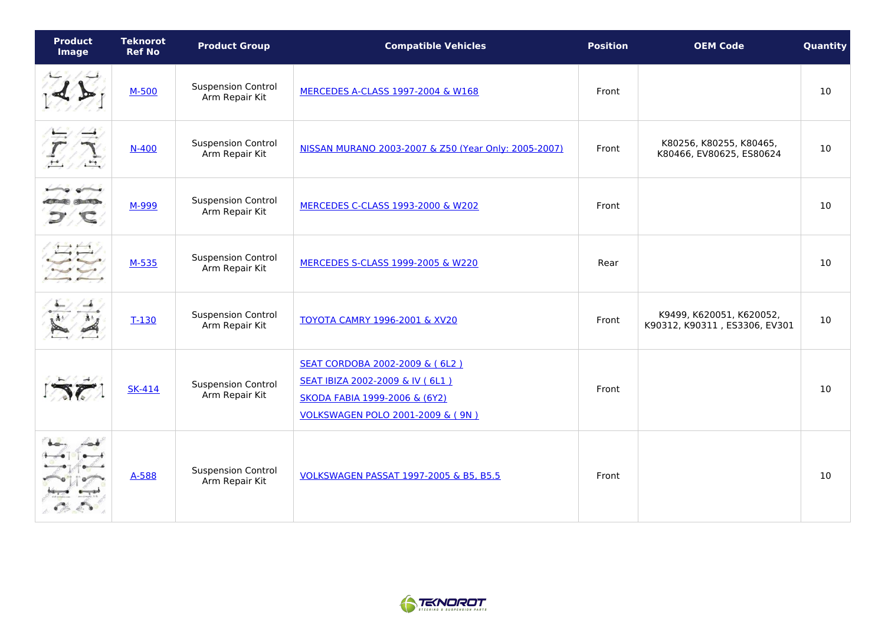| Product Image | Teknorot Ref No | Product Group | Compatible Vehicles | Position | OEM Code | Quantity |
| --- | --- | --- | --- | --- | --- | --- |
| | M-500 | Suspension Control Arm Repair Kit | MERCEDES A-CLASS 1997-2004 & W168 | Front | | 10 |
| | N-400 | Suspension Control Arm Repair Kit | NISSAN MURANO 2003-2007 & Z50 (Year Only: 2005-2007) | Front | K80256, K80255, K80465, K80466, EV80625, ES80624 | 10 |
| | M-999 | Suspension Control Arm Repair Kit | MERCEDES C-CLASS 1993-2000 & W202 | Front | | 10 |
| | M-535 | Suspension Control Arm Repair Kit | MERCEDES S-CLASS 1999-2005 & W220 | Rear | | 10 |
| | T-130 | Suspension Control Arm Repair Kit | TOYOTA CAMRY 1996-2001 & XV20 | Front | K9499, K620051, K620052, K90312, K90311 , ES3306, EV301 | 10 |
| | SK-414 | Suspension Control Arm Repair Kit | SEAT CORDOBA 2002-2009 & ( 6L2 )<br>SEAT IBIZA 2002-2009 & IV ( 6L1 )<br>SKODA FABIA 1999-2006 & (6Y2)<br>VOLKSWAGEN POLO 2001-2009 & ( 9N ) | Front | | 10 |
| | A-588 | Suspension Control Arm Repair Kit | VOLKSWAGEN PASSAT 1997-2005 & B5, B5.5 | Front | | 10 |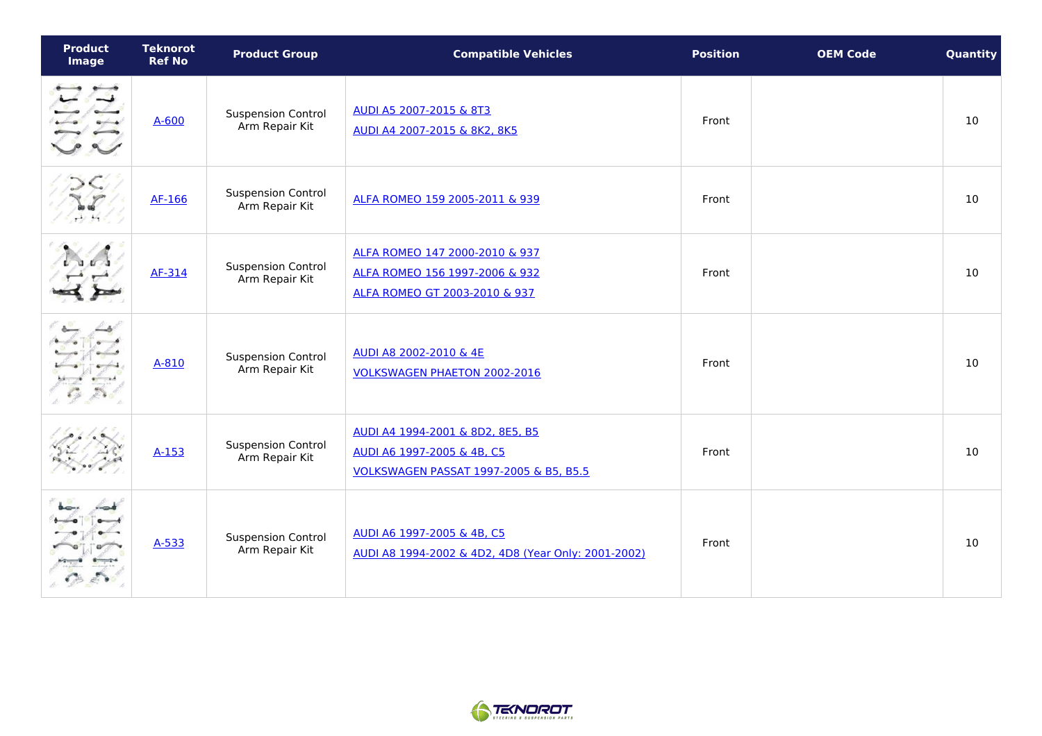| Product Image | Teknorot Ref No | Product Group | Compatible Vehicles | Position | OEM Code | Quantity |
|---|---|---|---|---|---|---|
| | A-600 | Suspension Control Arm Repair Kit | AUDI A5 2007-2015 & 8T3<br>AUDI A4 2007-2015 & 8K2, 8K5 | Front | | 10 |
| | AF-166 | Suspension Control Arm Repair Kit | ALFA ROMEO 159 2005-2011 & 939 | Front | | 10 |
| | AF-314 | Suspension Control Arm Repair Kit | ALFA ROMEO 147 2000-2010 & 937<br>ALFA ROMEO 156 1997-2006 & 932<br>ALFA ROMEO GT 2003-2010 & 937 | Front | | 10 |
| | A-810 | Suspension Control Arm Repair Kit | AUDI A8 2002-2010 & 4E<br>VOLKSWAGEN PHAETON 2002-2016 | Front | | 10 |
| | A-153 | Suspension Control Arm Repair Kit | AUDI A4 1994-2001 & 8D2, 8E5, B5<br>AUDI A6 1997-2005 & 4B, C5<br>VOLKSWAGEN PASSAT 1997-2005 & B5, B5.5 | Front | | 10 |
| | A-533 | Suspension Control Arm Repair Kit | AUDI A6 1997-2005 & 4B, C5<br>AUDI A8 1994-2002 & 4D2, 4D8 (Year Only: 2001-2002) | Front | | 10 |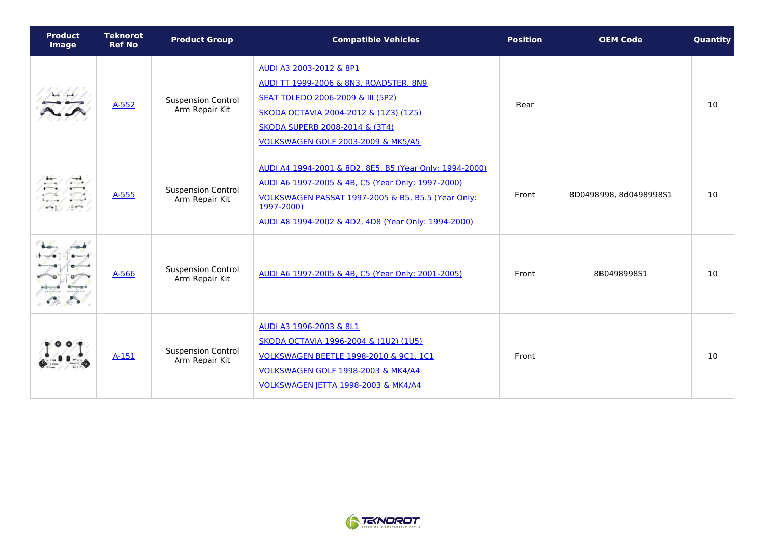| Product Image | Teknorot Ref No | Product Group | Compatible Vehicles | Position | OEM Code | Quantity |
|---|---|---|---|---|---|---|
| | A-552 | Suspension Control Arm Repair Kit | AUDI A3 2003-2012 & 8P1<br>AUDI TT 1999-2006 & 8N3, ROADSTER, 8N9<br>SEAT TOLEDO 2006-2009 & III (5P2)<br>SKODA OCTAVIA 2004-2012 & (1Z3) (1Z5)<br>SKODA SUPERB 2008-2014 & (3T4)<br>VOLKSWAGEN GOLF 2003-2009 & MK5/A5 | Rear | | 10 |
| | A-555 | Suspension Control Arm Repair Kit | AUDI A4 1994-2001 & 8D2, 8E5, B5 (Year Only: 1994-2000)<br>AUDI A6 1997-2005 & 4B, C5 (Year Only: 1997-2000)<br>VOLKSWAGEN PASSAT 1997-2005 & B5, B5.5 (Year Only: 1997-2000)<br>AUDI A8 1994-2002 & 4D2, 4D8 (Year Only: 1994-2000) | Front | 8D0498998, 8d0498998S1 | 10 |
| | A-566 | Suspension Control Arm Repair Kit | AUDI A6 1997-2005 & 4B, C5 (Year Only: 2001-2005) | Front | 8B0498998S1 | 10 |
| | A-151 | Suspension Control Arm Repair Kit | AUDI A3 1996-2003 & 8L1<br>SKODA OCTAVIA 1996-2004 & (1U2) (1U5)<br>VOLKSWAGEN BEETLE 1998-2010 & 9C1, 1C1<br>VOLKSWAGEN GOLF 1998-2003 & MK4/A4<br>VOLKSWAGEN JETTA 1998-2003 & MK4/A4 | Front | | 10 |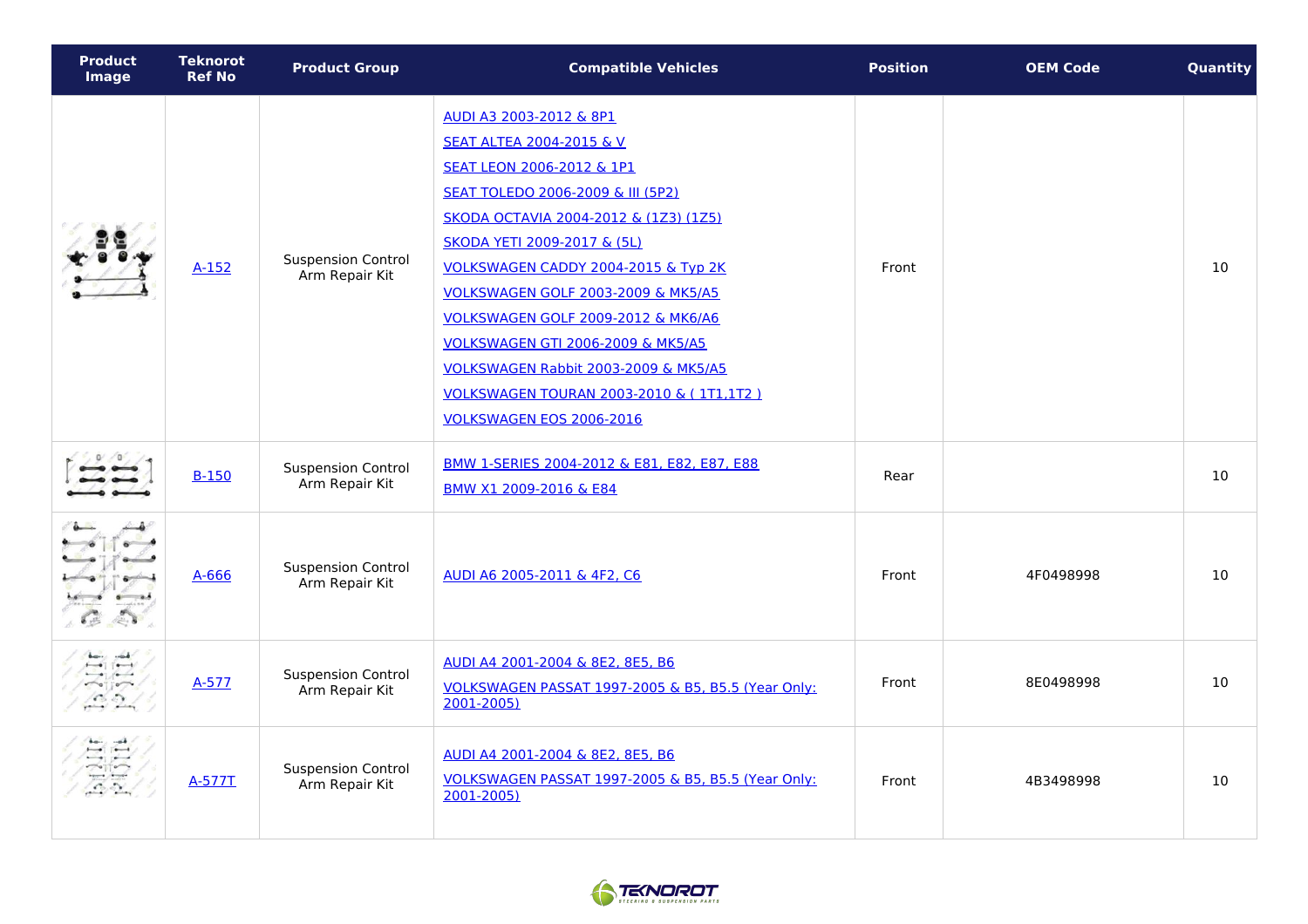| Product Image | Teknorot Ref No | Product Group | Compatible Vehicles | Position | OEM Code | Quantity |
|---|---|---|---|---|---|---|
| | A-152 | Suspension Control Arm Repair Kit | AUDI A3 2003-2012 & 8P1<br>SEAT ALTEA 2004-2015 & V<br>SEAT LEON 2006-2012 & 1P1<br>SEAT TOLEDO 2006-2009 & III (5P2)<br>SKODA OCTAVIA 2004-2012 & (1Z3) (1Z5)<br>SKODA YETI 2009-2017 & (5L)<br>VOLKSWAGEN CADDY 2004-2015 & Typ 2K<br>VOLKSWAGEN GOLF 2003-2009 & MK5/A5<br>VOLKSWAGEN GOLF 2009-2012 & MK6/A6<br>VOLKSWAGEN GTI 2006-2009 & MK5/A5<br>VOLKSWAGEN Rabbit 2003-2009 & MK5/A5<br>VOLKSWAGEN TOURAN 2003-2010 & ( 1T1,1T2 )<br>VOLKSWAGEN EOS 2006-2016 | Front | | 10 |
| | B-150 | Suspension Control Arm Repair Kit | BMW 1-SERIES 2004-2012 & E81, E82, E87, E88<br>BMW X1 2009-2016 & E84 | Rear | | 10 |
| | A-666 | Suspension Control Arm Repair Kit | AUDI A6 2005-2011 & 4F2, C6 | Front | 4F0498998 | 10 |
| | A-577 | Suspension Control Arm Repair Kit | AUDI A4 2001-2004 & 8E2, 8E5, B6<br>VOLKSWAGEN PASSAT 1997-2005 & B5, B5.5 (Year Only: 2001-2005) | Front | 8E0498998 | 10 |
| | A-577T | Suspension Control Arm Repair Kit | AUDI A4 2001-2004 & 8E2, 8E5, B6<br>VOLKSWAGEN PASSAT 1997-2005 & B5, B5.5 (Year Only: 2001-2005) | Front | 4B3498998 | 10 |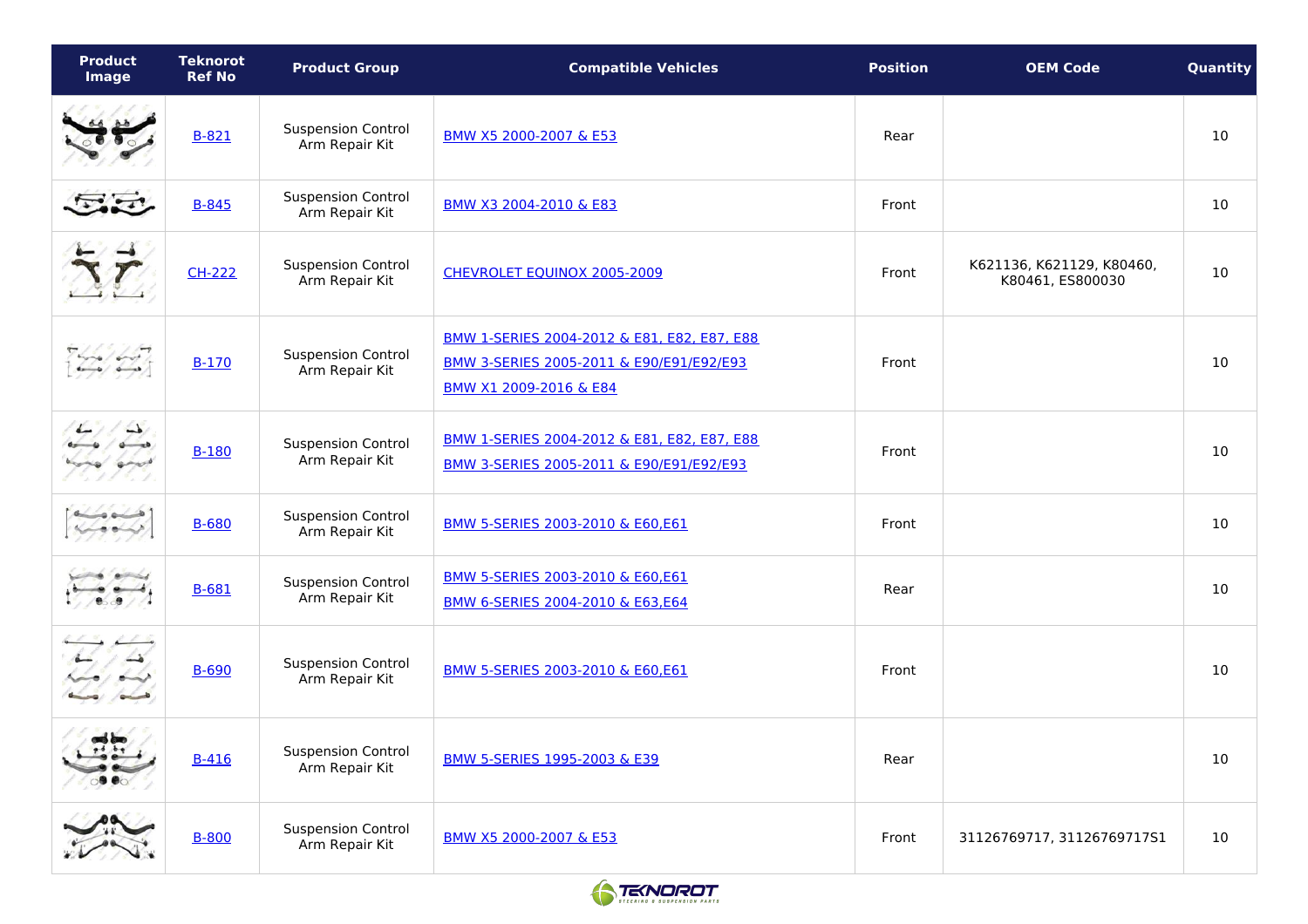| Product Image | Teknorot Ref No | Product Group | Compatible Vehicles | Position | OEM Code | Quantity |
|---|---|---|---|---|---|---|
| | B-821 | Suspension Control Arm Repair Kit | BMW X5 2000-2007 & E53 | Rear | | 10 |
| | B-845 | Suspension Control Arm Repair Kit | BMW X3 2004-2010 & E83 | Front | | 10 |
| | CH-222 | Suspension Control Arm Repair Kit | CHEVROLET EQUINOX 2005-2009 | Front | K621136, K621129, K80460, K80461, ES800030 | 10 |
| | B-170 | Suspension Control Arm Repair Kit | BMW 1-SERIES 2004-2012 & E81, E82, E87, E88<br>BMW 3-SERIES 2005-2011 & E90/E91/E92/E93<br>BMW X1 2009-2016 & E84 | Front | | 10 |
| | B-180 | Suspension Control Arm Repair Kit | BMW 1-SERIES 2004-2012 & E81, E82, E87, E88<br>BMW 3-SERIES 2005-2011 & E90/E91/E92/E93 | Front | | 10 |
| | B-680 | Suspension Control Arm Repair Kit | BMW 5-SERIES 2003-2010 & E60,E61 | Front | | 10 |
| | B-681 | Suspension Control Arm Repair Kit | BMW 5-SERIES 2003-2010 & E60,E61<br>BMW 6-SERIES 2004-2010 & E63,E64 | Rear | | 10 |
| | B-690 | Suspension Control Arm Repair Kit | BMW 5-SERIES 2003-2010 & E60,E61 | Front | | 10 |
| | B-416 | Suspension Control Arm Repair Kit | BMW 5-SERIES 1995-2003 & E39 | Rear | | 10 |
| | B-800 | Suspension Control Arm Repair Kit | BMW X5 2000-2007 & E53 | Front | 31126769717, 31126769717S1 | 10 |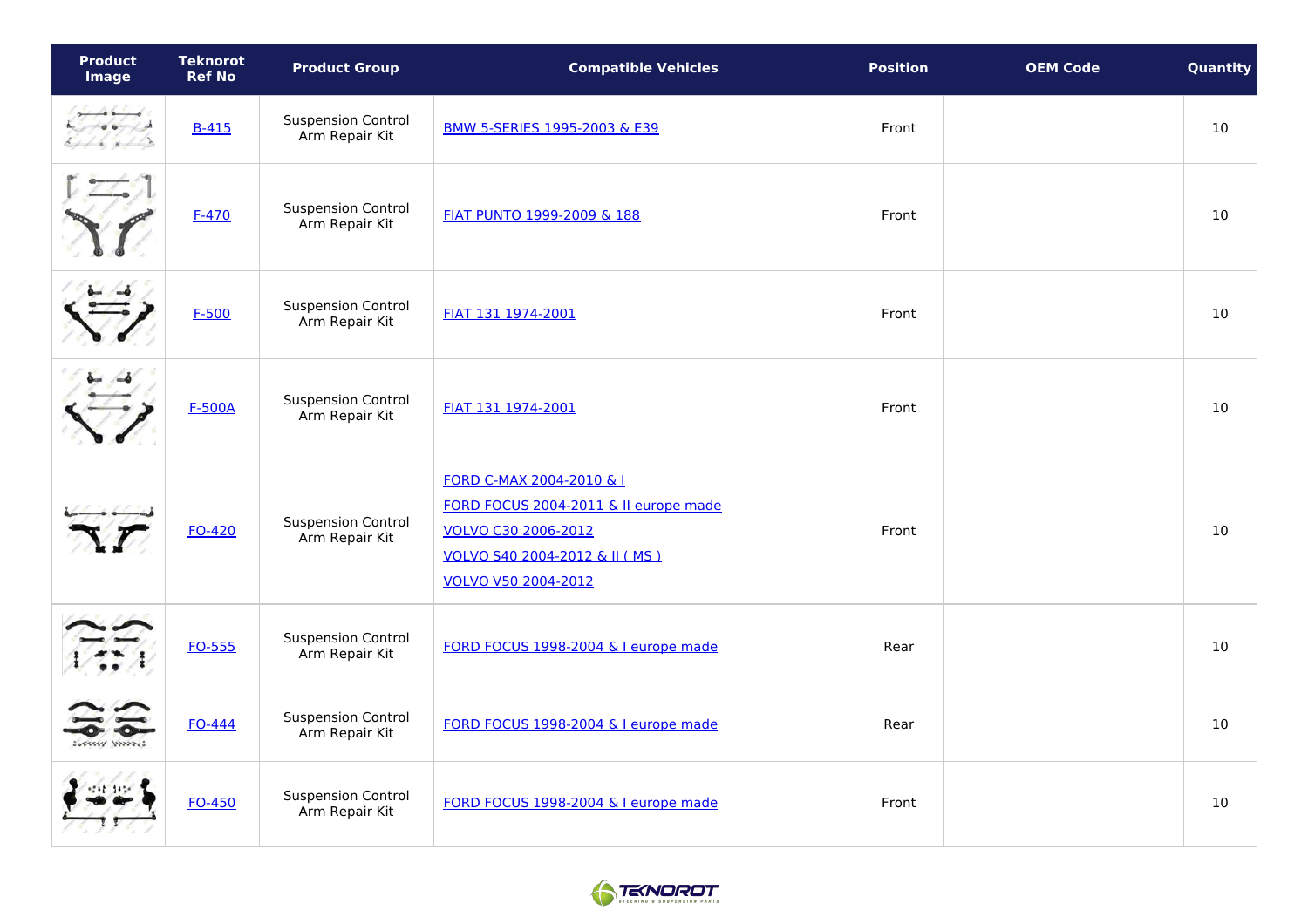| Product Image | Teknorot Ref No | Product Group | Compatible Vehicles | Position | OEM Code | Quantity |
|---|---|---|---|---|---|---|
| | B-415 | Suspension Control Arm Repair Kit | BMW 5-SERIES 1995-2003 & E39 | Front | | 10 |
| | F-470 | Suspension Control Arm Repair Kit | FIAT PUNTO 1999-2009 & 188 | Front | | 10 |
| | F-500 | Suspension Control Arm Repair Kit | FIAT 131 1974-2001 | Front | | 10 |
| | F-500A | Suspension Control Arm Repair Kit | FIAT 131 1974-2001 | Front | | 10 |
| | FO-420 | Suspension Control Arm Repair Kit | FORD C-MAX 2004-2010 & I<br>FORD FOCUS 2004-2011 & II europe made<br>VOLVO C30 2006-2012<br>VOLVO S40 2004-2012 & II ( MS )<br>VOLVO V50 2004-2012 | Front | | 10 |
| | FO-555 | Suspension Control Arm Repair Kit | FORD FOCUS 1998-2004 & I europe made | Rear | | 10 |
| | FO-444 | Suspension Control Arm Repair Kit | FORD FOCUS 1998-2004 & I europe made | Rear | | 10 |
| | FO-450 | Suspension Control Arm Repair Kit | FORD FOCUS 1998-2004 & I europe made | Front | | 10 |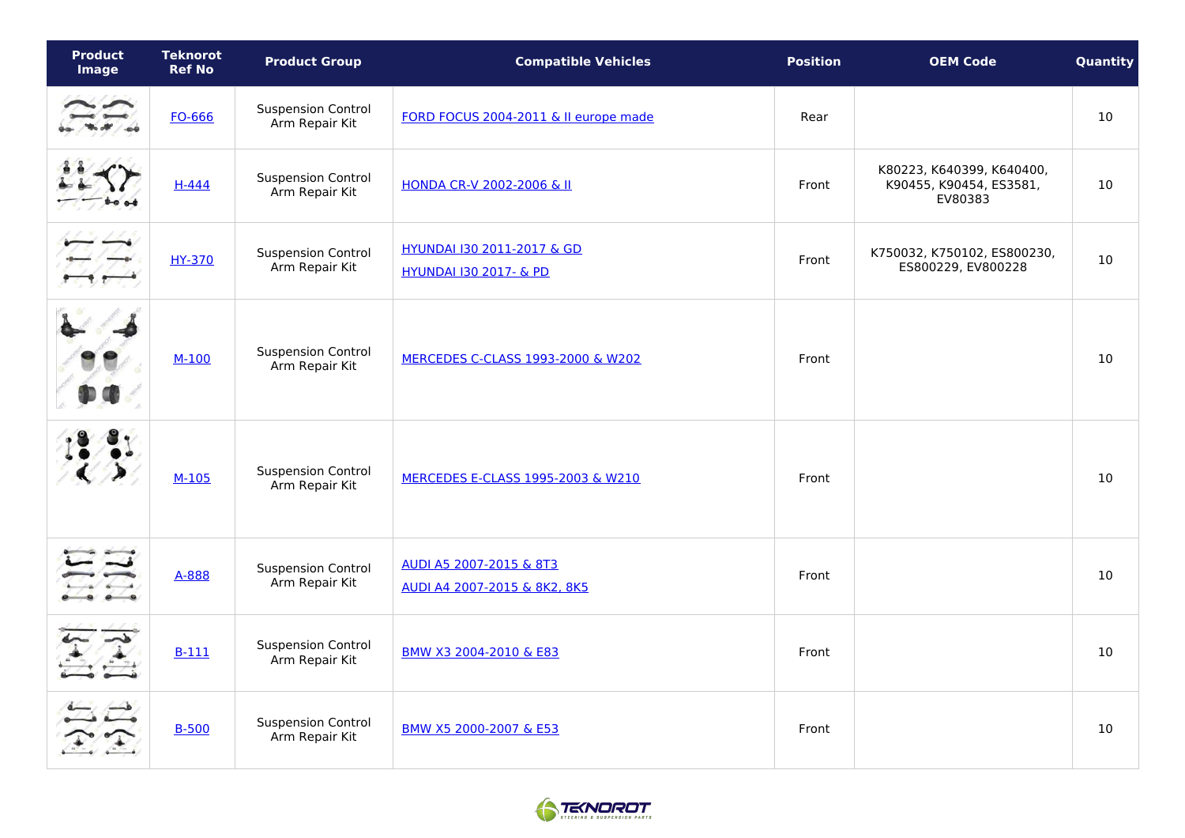| Product Image | Teknorot Ref No | Product Group | Compatible Vehicles | Position | OEM Code | Quantity |
|---|---|---|---|---|---|---|
| | FO-666 | Suspension Control Arm Repair Kit | FORD FOCUS 2004-2011 & II europe made | Rear | | 10 |
| | H-444 | Suspension Control Arm Repair Kit | HONDA CR-V 2002-2006 & II | Front | K80223, K640399, K640400, K90455, K90454, ES3581, EV80383 | 10 |
| | HY-370 | Suspension Control Arm Repair Kit | HYUNDAI I30 2011-2017 & GD<br>HYUNDAI I30 2017- & PD | Front | K750032, K750102, ES800230, ES800229, EV800228 | 10 |
| | M-100 | Suspension Control Arm Repair Kit | MERCEDES C-CLASS 1993-2000 & W202 | Front | | 10 |
| | M-105 | Suspension Control Arm Repair Kit | MERCEDES E-CLASS 1995-2003 & W210 | Front | | 10 |
| | A-888 | Suspension Control Arm Repair Kit | AUDI A5 2007-2015 & 8T3<br>AUDI A4 2007-2015 & 8K2, 8K5 | Front | | 10 |
| | B-111 | Suspension Control Arm Repair Kit | BMW X3 2004-2010 & E83 | Front | | 10 |
| | B-500 | Suspension Control Arm Repair Kit | BMW X5 2000-2007 & E53 | Front | | 10 |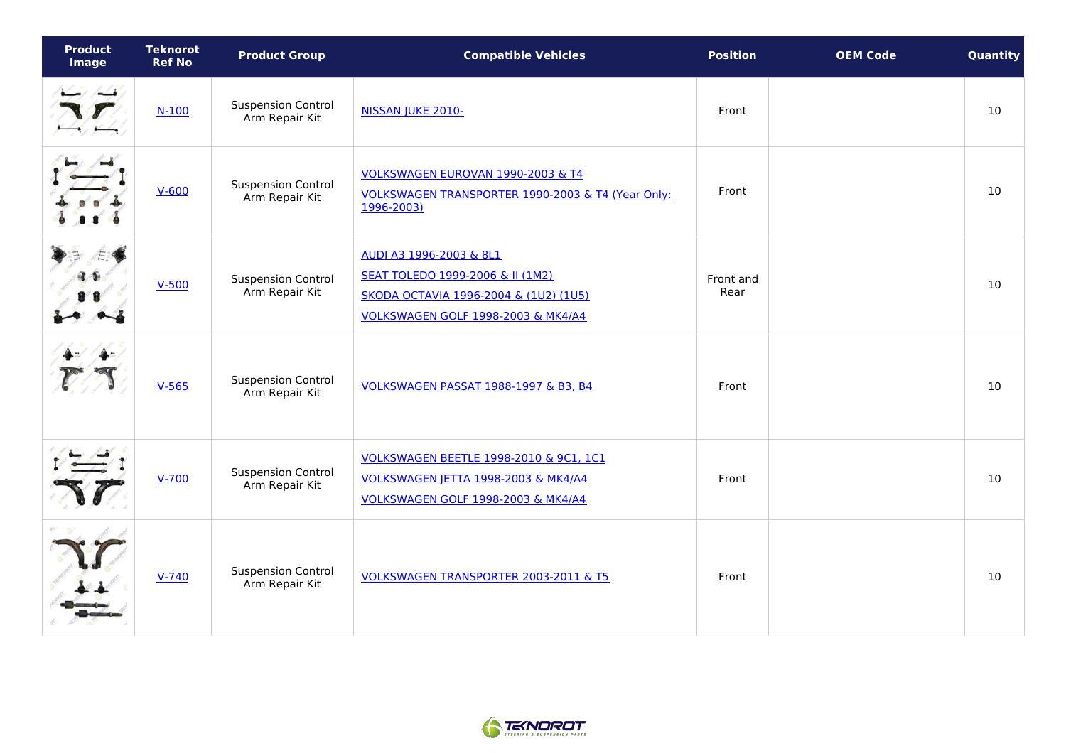| Product Image | Teknorot Ref No | Product Group | Compatible Vehicles | Position | OEM Code | Quantity |
|---|---|---|---|---|---|---|
| | N-100 | Suspension Control Arm Repair Kit | NISSAN JUKE 2010- | Front | | 10 |
| | V-600 | Suspension Control Arm Repair Kit | VOLKSWAGEN EUROVAN 1990-2003 & T4<br>VOLKSWAGEN TRANSPORTER 1990-2003 & T4 (Year Only: 1996-2003) | Front | | 10 |
| | V-500 | Suspension Control Arm Repair Kit | AUDI A3 1996-2003 & 8L1<br>SEAT TOLEDO 1999-2006 & II (1M2)<br>SKODA OCTAVIA 1996-2004 & (1U2) (1U5)<br>VOLKSWAGEN GOLF 1998-2003 & MK4/A4 | Front and Rear | | 10 |
| | V-565 | Suspension Control Arm Repair Kit | VOLKSWAGEN PASSAT 1988-1997 & B3, B4 | Front | | 10 |
| | V-700 | Suspension Control Arm Repair Kit | VOLKSWAGEN BEETLE 1998-2010 & 9C1, 1C1<br>VOLKSWAGEN JETTA 1998-2003 & MK4/A4<br>VOLKSWAGEN GOLF 1998-2003 & MK4/A4 | Front | | 10 |
| | V-740 | Suspension Control Arm Repair Kit | VOLKSWAGEN TRANSPORTER 2003-2011 & T5 | Front | | 10 |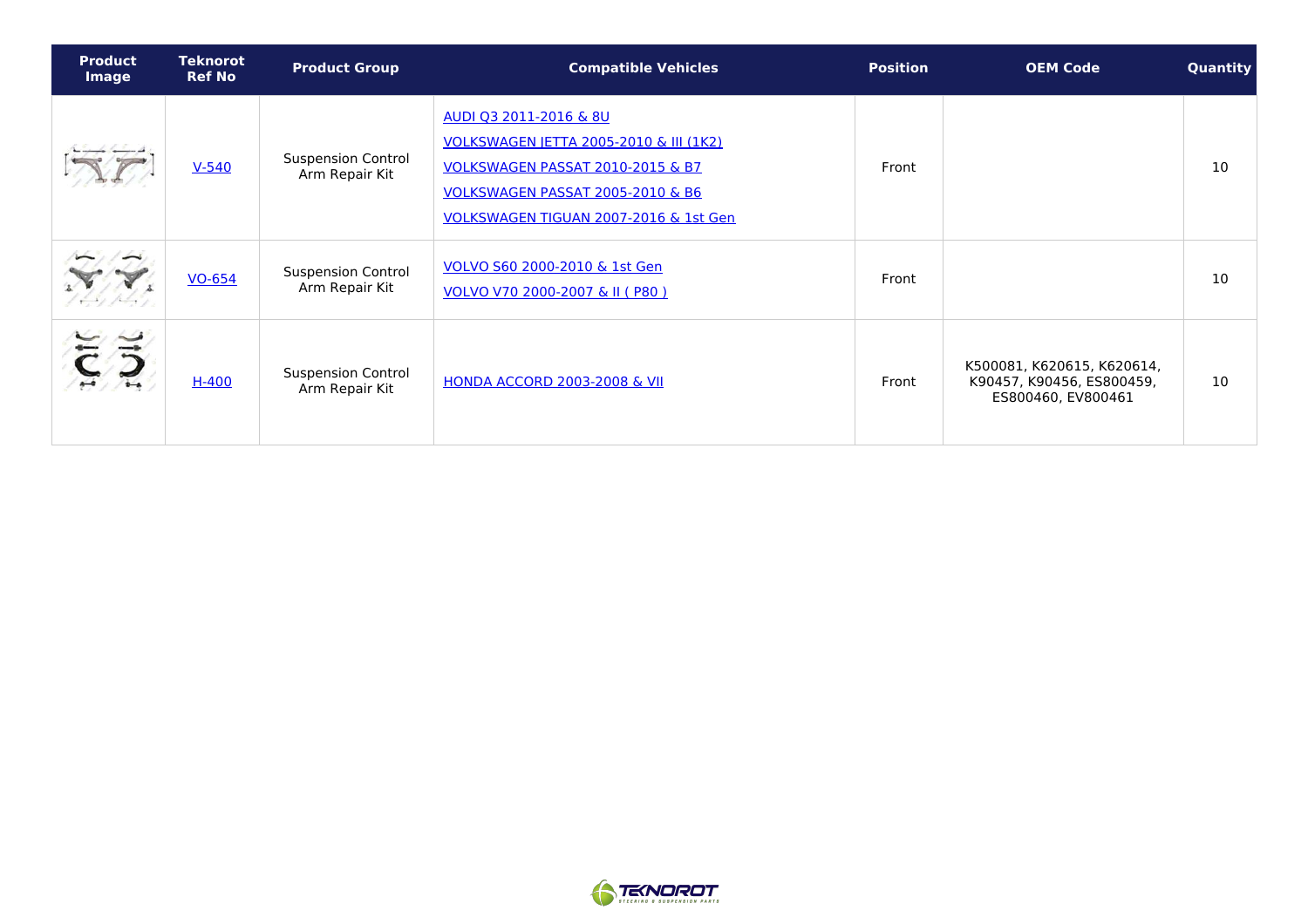| Product Image | Teknorot Ref No | Product Group | Compatible Vehicles | Position | OEM Code | Quantity |
| --- | --- | --- | --- | --- | --- | --- |
| | V-540 | Suspension Control Arm Repair Kit | AUDI Q3 2011-2016 & 8U<br>VOLKSWAGEN JETTA 2005-2010 & III (1K2)<br>VOLKSWAGEN PASSAT 2010-2015 & B7<br>VOLKSWAGEN PASSAT 2005-2010 & B6<br>VOLKSWAGEN TIGUAN 2007-2016 & 1st Gen | Front | | 10 |
| | VO-654 | Suspension Control Arm Repair Kit | VOLVO S60 2000-2010 & 1st Gen<br>VOLVO V70 2000-2007 & II ( P80 ) | Front | | 10 |
| | H-400 | Suspension Control Arm Repair Kit | HONDA ACCORD 2003-2008 & VII | Front | K500081, K620615, K620614, K90457, K90456, ES800459, ES800460, EV800461 | 10 |